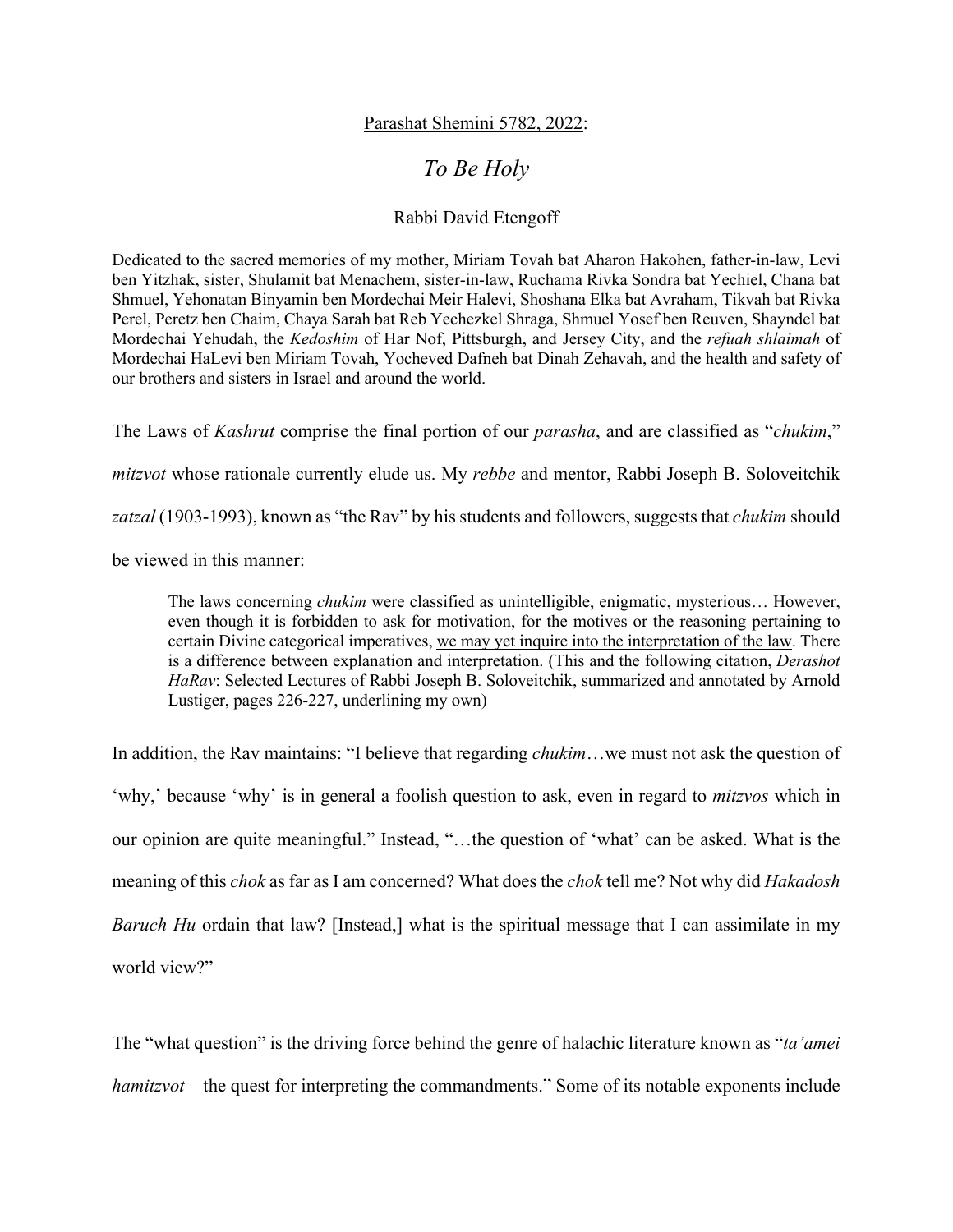Parashat Shemini 5782, 2022:

# *To Be Holy*

Rabbi David Etengoff

Dedicated to the sacred memories of my mother, Miriam Tovah bat Aharon Hakohen, father-in-law, Levi ben Yitzhak, sister, Shulamit bat Menachem, sister-in-law, Ruchama Rivka Sondra bat Yechiel, Chana bat Shmuel, Yehonatan Binyamin ben Mordechai Meir Halevi, Shoshana Elka bat Avraham, Tikvah bat Rivka Perel, Peretz ben Chaim, Chaya Sarah bat Reb Yechezkel Shraga, Shmuel Yosef ben Reuven, Shayndel bat Mordechai Yehudah, the *Kedoshim* of Har Nof, Pittsburgh, and Jersey City, and the *refuah shlaimah* of Mordechai HaLevi ben Miriam Tovah, Yocheved Dafneh bat Dinah Zehavah, and the health and safety of our brothers and sisters in Israel and around the world.

The Laws of *Kashrut* comprise the final portion of our *parasha*, and are classified as "*chukim*," *mitzvot* whose rationale currently elude us. My *rebbe* and mentor, Rabbi Joseph B. Soloveitchik *zatzal* (1903-1993), known as "the Rav" by his students and followers, suggests that *chukim* should be viewed in this manner:

> The laws concerning *chukim* were classified as unintelligible, enigmatic, mysterious… However, even though it is forbidden to ask for motivation, for the motives or the reasoning pertaining to certain Divine categorical imperatives, <u>we may yet inquire into the interpretation of the law</u>. There is a difference between explanation and interpretation. (This and the following citation, *Derashot HaRav*: Selected Lectures of Rabbi Joseph B. Soloveitchik, summarized and annotated by Arnold Lustiger, pages 226-227, underlining my own)

In addition, the Rav maintains: "I believe that regarding *chukim*…we must not ask the question of 'why,' because 'why' is in general a foolish question to ask, even in regard to *mitzvos* which in our opinion are quite meaningful." Instead, "…the question of 'what' can be asked. What is the meaning of this *chok* as far as I am concerned? What does the *chok* tell me? Not why did *Hakadosh Baruch Hu* ordain that law? [Instead,] what is the spiritual message that I can assimilate in my world view?"

The "what question" is the driving force behind the genre of halachic literature known as "*ta'amei hamitzvot*—the quest for interpreting the commandments." Some of its notable exponents include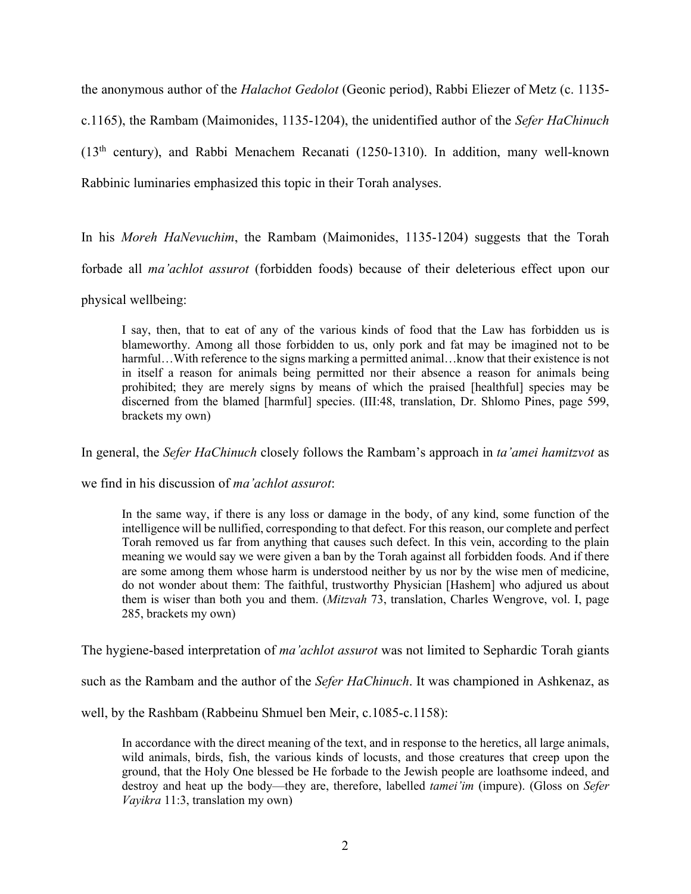the anonymous author of the *Halachot Gedolot* (Geonic period), Rabbi Eliezer of Metz (c. 1135-c.1165), the Rambam (Maimonides, 1135-1204), the unidentified author of the *Sefer HaChinuch* (13th century), and Rabbi Menachem Recanati (1250-1310). In addition, many well-known Rabbinic luminaries emphasized this topic in their Torah analyses.

In his *Moreh HaNevuchim*, the Rambam (Maimonides, 1135-1204) suggests that the Torah forbade all *ma'achlot assurot* (forbidden foods) because of their deleterious effect upon our physical wellbeing:

> I say, then, that to eat of any of the various kinds of food that the Law has forbidden us is blameworthy. Among all those forbidden to us, only pork and fat may be imagined not to be harmful…With reference to the signs marking a permitted animal…know that their existence is not in itself a reason for animals being permitted nor their absence a reason for animals being prohibited; they are merely signs by means of which the praised [healthful] species may be discerned from the blamed [harmful] species. (III:48, translation, Dr. Shlomo Pines, page 599, brackets my own)

In general, the *Sefer HaChinuch* closely follows the Rambam's approach in *ta'amei hamitzvot* as we find in his discussion of *ma'achlot assurot*:

> In the same way, if there is any loss or damage in the body, of any kind, some function of the intelligence will be nullified, corresponding to that defect. For this reason, our complete and perfect Torah removed us far from anything that causes such defect. In this vein, according to the plain meaning we would say we were given a ban by the Torah against all forbidden foods. And if there are some among them whose harm is understood neither by us nor by the wise men of medicine, do not wonder about them: The faithful, trustworthy Physician [Hashem] who adjured us about them is wiser than both you and them. (*Mitzvah* 73, translation, Charles Wengrove, vol. I, page 285, brackets my own)

The hygiene-based interpretation of *ma'achlot assurot* was not limited to Sephardic Torah giants such as the Rambam and the author of the *Sefer HaChinuch*. It was championed in Ashkenaz, as well, by the Rashbam (Rabbeinu Shmuel ben Meir, c.1085-c.1158):

> In accordance with the direct meaning of the text, and in response to the heretics, all large animals, wild animals, birds, fish, the various kinds of locusts, and those creatures that creep upon the ground, that the Holy One blessed be He forbade to the Jewish people are loathsome indeed, and destroy and heat up the body—they are, therefore, labelled *tamei'im* (impure). (Gloss on *Sefer Vayikra* 11:3, translation my own)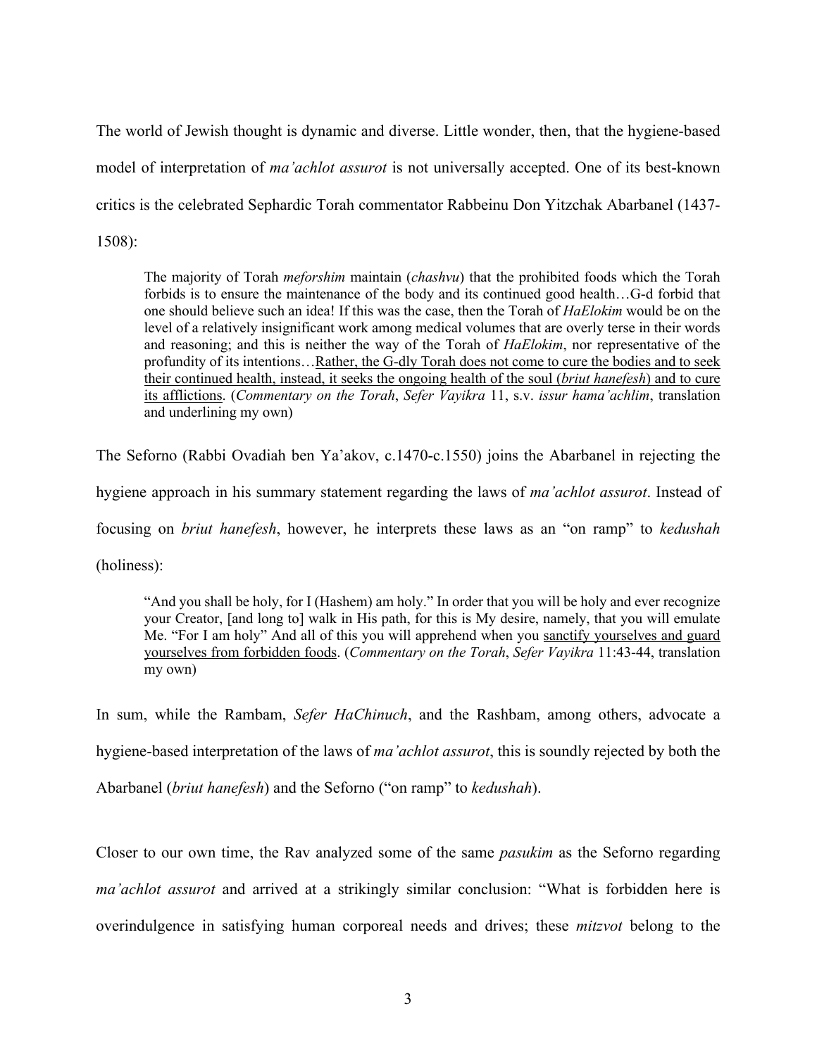The world of Jewish thought is dynamic and diverse. Little wonder, then, that the hygiene-based model of interpretation of *ma'achlot assurot* is not universally accepted. One of its best-known critics is the celebrated Sephardic Torah commentator Rabbeinu Don Yitzchak Abarbanel (1437-1508):

> The majority of Torah *meforshim* maintain (*chashvu*) that the prohibited foods which the Torah forbids is to ensure the maintenance of the body and its continued good health…G-d forbid that one should believe such an idea! If this was the case, then the Torah of *HaElokim* would be on the level of a relatively insignificant work among medical volumes that are overly terse in their words and reasoning; and this is neither the way of the Torah of *HaElokim*, nor representative of the profundity of its intentions…<u>Rather, the G-dly Torah does not come to cure the bodies and to seek their continued health, instead, it seeks the ongoing health of the soul (*briut hanefesh*) and to cure its afflictions</u>. (*Commentary on the Torah*, *Sefer Vayikra* 11, s.v. *issur hama'achlim*, translation and underlining my own)

The Seforno (Rabbi Ovadiah ben Ya'akov, c.1470-c.1550) joins the Abarbanel in rejecting the hygiene approach in his summary statement regarding the laws of *ma'achlot assurot*. Instead of focusing on *briut hanefesh*, however, he interprets these laws as an "on ramp" to *kedushah* (holiness):

> "And you shall be holy, for I (Hashem) am holy." In order that you will be holy and ever recognize your Creator, [and long to] walk in His path, for this is My desire, namely, that you will emulate Me. "For I am holy" And all of this you will apprehend when you <u>sanctify yourselves and guard yourselves from forbidden foods</u>. (*Commentary on the Torah*, *Sefer Vayikra* 11:43-44, translation my own)

In sum, while the Rambam, *Sefer HaChinuch*, and the Rashbam, among others, advocate a hygiene-based interpretation of the laws of *ma'achlot assurot*, this is soundly rejected by both the Abarbanel (*briut hanefesh*) and the Seforno ("on ramp" to *kedushah*).

Closer to our own time, the Rav analyzed some of the same *pasukim* as the Seforno regarding *ma'achlot assurot* and arrived at a strikingly similar conclusion: "What is forbidden here is overindulgence in satisfying human corporeal needs and drives; these *mitzvot* belong to the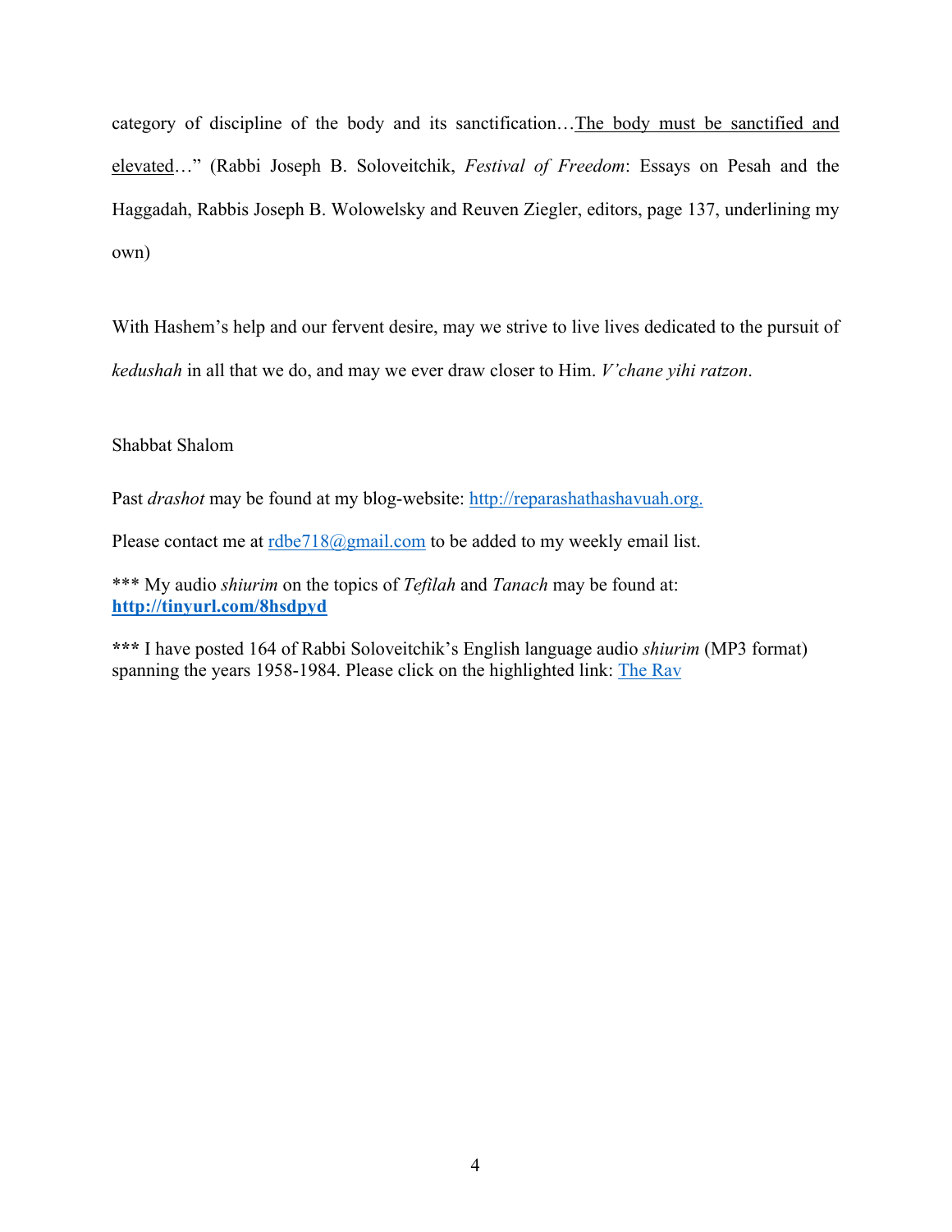category of discipline of the body and its sanctification…The body must be sanctified and elevated…" (Rabbi Joseph B. Soloveitchik, *Festival of Freedom*: Essays on Pesah and the Haggadah, Rabbis Joseph B. Wolowelsky and Reuven Ziegler, editors, page 137, underlining my own)

With Hashem's help and our fervent desire, may we strive to live lives dedicated to the pursuit of *kedushah* in all that we do, and may we ever draw closer to Him. *V'chane yihi ratzon*.

Shabbat Shalom

Past *drashot* may be found at my blog-website: http://reparashathashavuah.org.

Please contact me at rdbe718@gmail.com to be added to my weekly email list.

*** My audio *shiurim* on the topics of *Tefilah* and *Tanach* may be found at: **http://tinyurl.com/8hsdpyd**

**\*\*\*** I have posted 164 of Rabbi Soloveitchik's English language audio *shiurim* (MP3 format) spanning the years 1958-1984. Please click on the highlighted link: The Rav